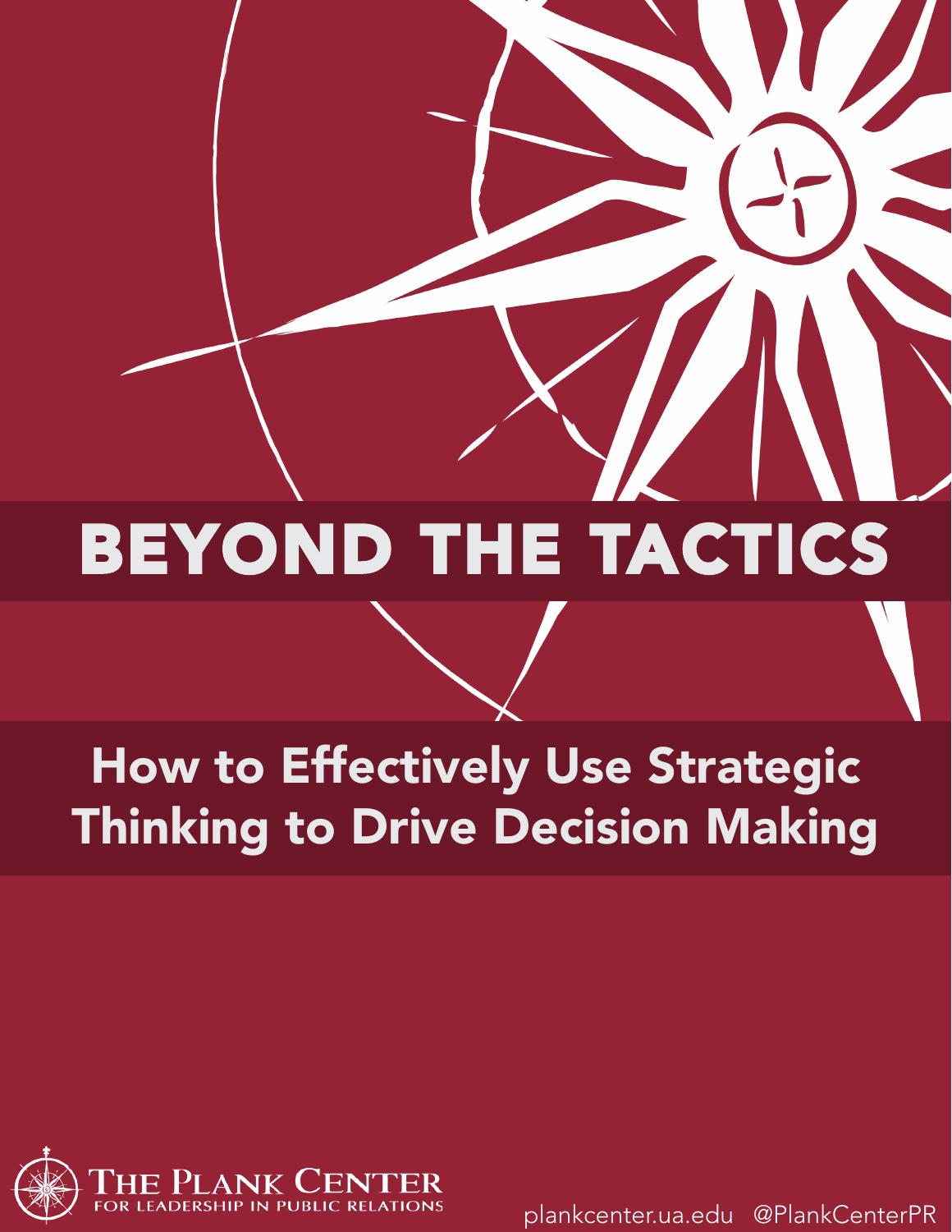# BEYOND THE TACTICS

## How to Effectively Use Strategic Thinking to Drive Decision Making

THE PLANK CENTER
FOR LEADERSHIP IN PUBLIC RELATIONS

plankcenter.ua.edu @PlankCenterPR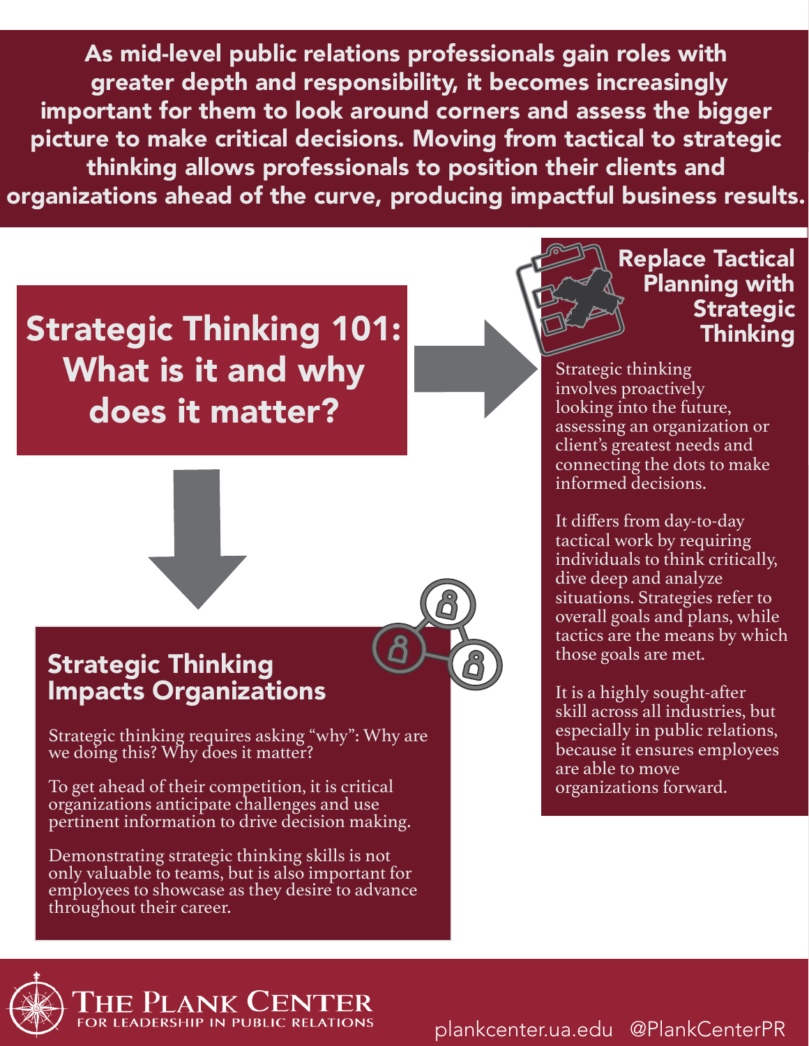As mid-level public relations professionals gain roles with greater depth and responsibility, it becomes increasingly important for them to look around corners and assess the bigger picture to make critical decisions. Moving from tactical to strategic thinking allows professionals to position their clients and organizations ahead of the curve, producing impactful business results.

# Strategic Thinking 101: What is it and why does it matter?

## Replace Tactical Planning with Strategic Thinking

Strategic thinking involves proactively looking into the future, assessing an organization or client's greatest needs and connecting the dots to make informed decisions.

It differs from day-to-day tactical work by requiring individuals to think critically, dive deep and analyze situations. Strategies refer to overall goals and plans, while tactics are the means by which those goals are met.

It is a highly sought-after skill across all industries, but especially in public relations, because it ensures employees are able to move organizations forward.

## Strategic Thinking Impacts Organizations

Strategic thinking requires asking "why": Why are we doing this? Why does it matter?

To get ahead of their competition, it is critical organizations anticipate challenges and use pertinent information to drive decision making.

Demonstrating strategic thinking skills is not only valuable to teams, but is also important for employees to showcase as they desire to advance throughout their career.

The Plank Center for Leadership in Public Relations

plankcenter.ua.edu @PlankCenterPR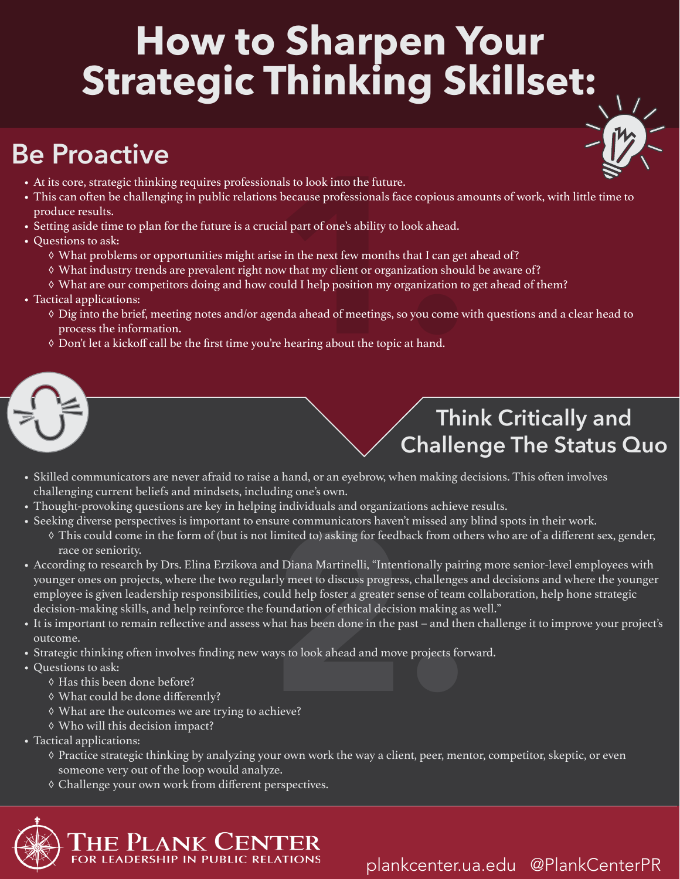# How to Sharpen Your Strategic Thinking Skillset:

## Be Proactive

- At its core, strategic thinking requires professionals to look into the future.
- This can often be challenging in public relations because professionals face copious amounts of work, with little time to produce results.
- Setting aside time to plan for the future is a crucial part of one's ability to look ahead.
- Questions to ask:
  - ◊ What problems or opportunities might arise in the next few months that I can get ahead of?
  - ◊ What industry trends are prevalent right now that my client or organization should be aware of?
  - ◊ What are our competitors doing and how could I help position my organization to get ahead of them?
- Tactical applications:
  - ◊ Dig into the brief, meeting notes and/or agenda ahead of meetings, so you come with questions and a clear head to process the information.
  - ◊ Don't let a kickoff call be the first time you're hearing about the topic at hand.

## Think Critically and Challenge The Status Quo

- Skilled communicators are never afraid to raise a hand, or an eyebrow, when making decisions. This often involves challenging current beliefs and mindsets, including one's own.
- Thought-provoking questions are key in helping individuals and organizations achieve results.
- Seeking diverse perspectives is important to ensure communicators haven't missed any blind spots in their work.
  - ◊ This could come in the form of (but is not limited to) asking for feedback from others who are of a different sex, gender, race or seniority.
- According to research by Drs. Elina Erzikova and Diana Martinelli, "Intentionally pairing more senior-level employees with younger ones on projects, where the two regularly meet to discuss progress, challenges and decisions and where the younger employee is given leadership responsibilities, could help foster a greater sense of team collaboration, help hone strategic decision-making skills, and help reinforce the foundation of ethical decision making as well."
- It is important to remain reflective and assess what has been done in the past – and then challenge it to improve your project's outcome.
- Strategic thinking often involves finding new ways to look ahead and move projects forward.
- Questions to ask:
  - ◊ Has this been done before?
  - ◊ What could be done differently?
  - ◊ What are the outcomes we are trying to achieve?
  - ◊ Who will this decision impact?
- Tactical applications:
  - ◊ Practice strategic thinking by analyzing your own work the way a client, peer, mentor, competitor, skeptic, or even someone very out of the loop would analyze.
  - ◊ Challenge your own work from different perspectives.

THE PLANK CENTER FOR LEADERSHIP IN PUBLIC RELATIONS

plankcenter.ua.edu @PlankCenterPR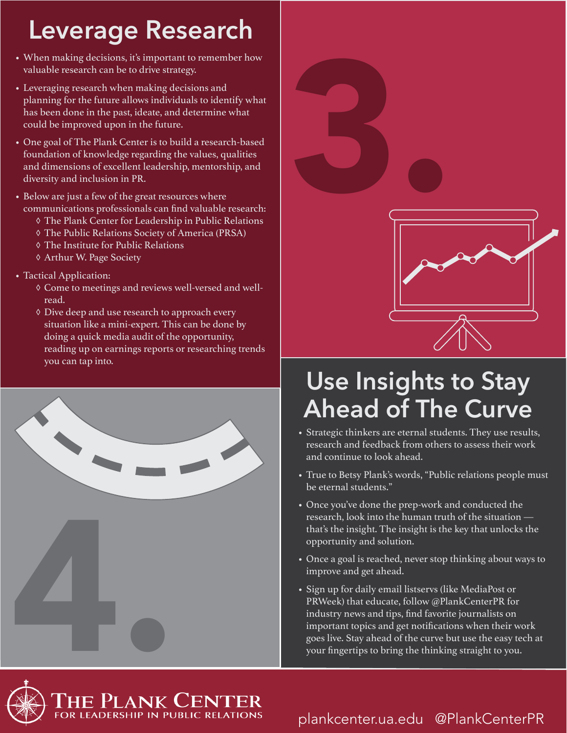## Leverage Research

- When making decisions, it's important to remember how valuable research can be to drive strategy.
- Leveraging research when making decisions and planning for the future allows individuals to identify what has been done in the past, ideate, and determine what could be improved upon in the future.
- One goal of The Plank Center is to build a research-based foundation of knowledge regarding the values, qualities and dimensions of excellent leadership, mentorship, and diversity and inclusion in PR.
- Below are just a few of the great resources where communications professionals can find valuable research:
    - The Plank Center for Leadership in Public Relations
    - The Public Relations Society of America (PRSA)
    - The Institute for Public Relations
    - Arthur W. Page Society
- Tactical Application:
    - Come to meetings and reviews well-versed and well-read.
    - Dive deep and use research to approach every situation like a mini-expert. This can be done by doing a quick media audit of the opportunity, reading up on earnings reports or researching trends you can tap into.

3.

4.

## Use Insights to Stay Ahead of The Curve

- Strategic thinkers are eternal students. They use results, research and feedback from others to assess their work and continue to look ahead.
- True to Betsy Plank's words, "Public relations people must be eternal students."
- Once you've done the prep-work and conducted the research, look into the human truth of the situation — that's the insight. The insight is the key that unlocks the opportunity and solution.
- Once a goal is reached, never stop thinking about ways to improve and get ahead.
- Sign up for daily email listservs (like MediaPost or PRWeek) that educate, follow @PlankCenterPR for industry news and tips, find favorite journalists on important topics and get notifications when their work goes live. Stay ahead of the curve but use the easy tech at your fingertips to bring the thinking straight to you.

THE PLANK CENTER FOR LEADERSHIP IN PUBLIC RELATIONS

plankcenter.ua.edu @PlankCenterPR